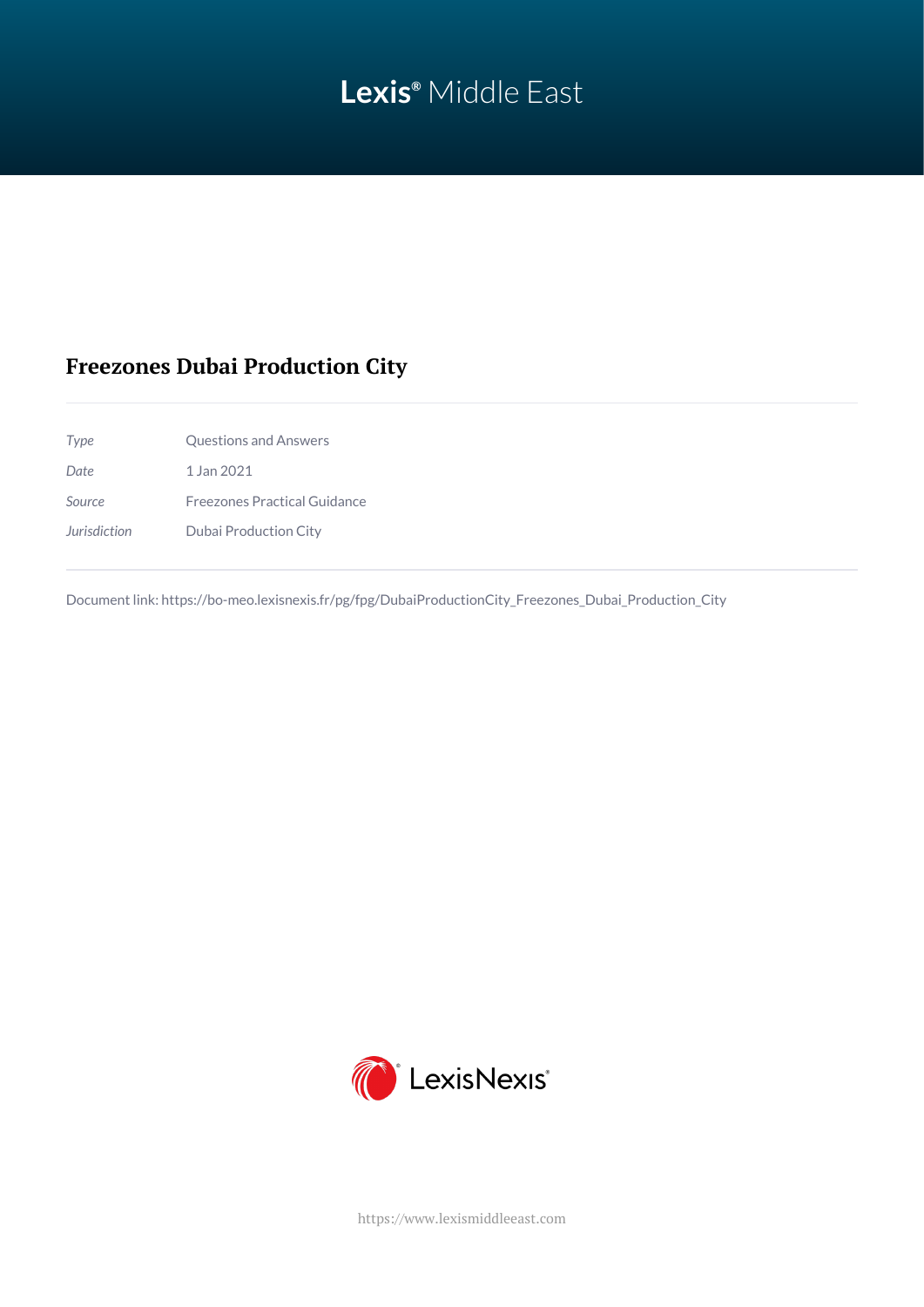Lexis® Middle East

# Freezones Dubai Production City

| | |
|---|---|
| *Type* | Questions and Answers |
| *Date* | 1 Jan 2021 |
| *Source* | Freezones Practical Guidance |
| *Jurisdiction* | Dubai Production City |

Document link: https://bo-meo.lexisnexis.fr/pg/fpg/DubaiProductionCity_Freezones_Dubai_Production_City

LexisNexis®

https://www.lexismiddleeast.com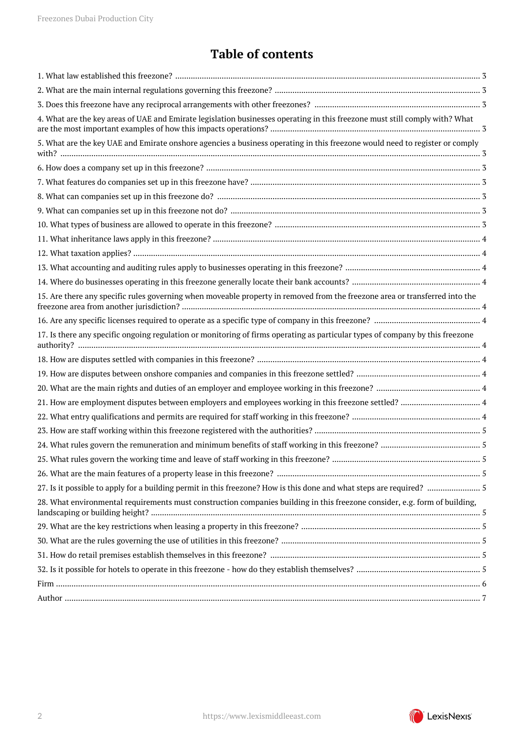# Table of contents

1. What law established this freezone? ..... 3
2. What are the main internal regulations governing this freezone? ..... 3
3. Does this freezone have any reciprocal arrangements with other freezones? ..... 3
4. What are the key areas of UAE and Emirate legislation businesses operating in this freezone must still comply with? What are the most important examples of how this impacts operations? ..... 3
5. What are the key UAE and Emirate onshore agencies a business operating in this freezone would need to register or comply with? ..... 3
6. How does a company set up in this freezone? ..... 3
7. What features do companies set up in this freezone have? ..... 3
8. What can companies set up in this freezone do? ..... 3
9. What can companies set up in this freezone not do? ..... 3
10. What types of business are allowed to operate in this freezone? ..... 3
11. What inheritance laws apply in this freezone? ..... 4
12. What taxation applies? ..... 4
13. What accounting and auditing rules apply to businesses operating in this freezone? ..... 4
14. Where do businesses operating in this freezone generally locate their bank accounts? ..... 4
15. Are there any specific rules governing when moveable property in removed from the freezone area or transferred into the freezone area from another jurisdiction? ..... 4
16. Are any specific licenses required to operate as a specific type of company in this freezone? ..... 4
17. Is there any specific ongoing regulation or monitoring of firms operating as particular types of company by this freezone authority? ..... 4
18. How are disputes settled with companies in this freezone? ..... 4
19. How are disputes between onshore companies and companies in this freezone settled? ..... 4
20. What are the main rights and duties of an employer and employee working in this freezone? ..... 4
21. How are employment disputes between employers and employees working in this freezone settled? ..... 4
22. What entry qualifications and permits are required for staff working in this freezone? ..... 4
23. How are staff working within this freezone registered with the authorities? ..... 5
24. What rules govern the remuneration and minimum benefits of staff working in this freezone? ..... 5
25. What rules govern the working time and leave of staff working in this freezone? ..... 5
26. What are the main features of a property lease in this freezone? ..... 5
27. Is it possible to apply for a building permit in this freezone? How is this done and what steps are required? ..... 5
28. What environmental requirements must construction companies building in this freezone consider, e.g. form of building, landscaping or building height? ..... 5
29. What are the key restrictions when leasing a property in this freezone? ..... 5
30. What are the rules governing the use of utilities in this freezone? ..... 5
31. How do retail premises establish themselves in this freezone? ..... 5
32. Is it possible for hotels to operate in this freezone - how do they establish themselves? ..... 5

Firm ..... 6

Author ..... 7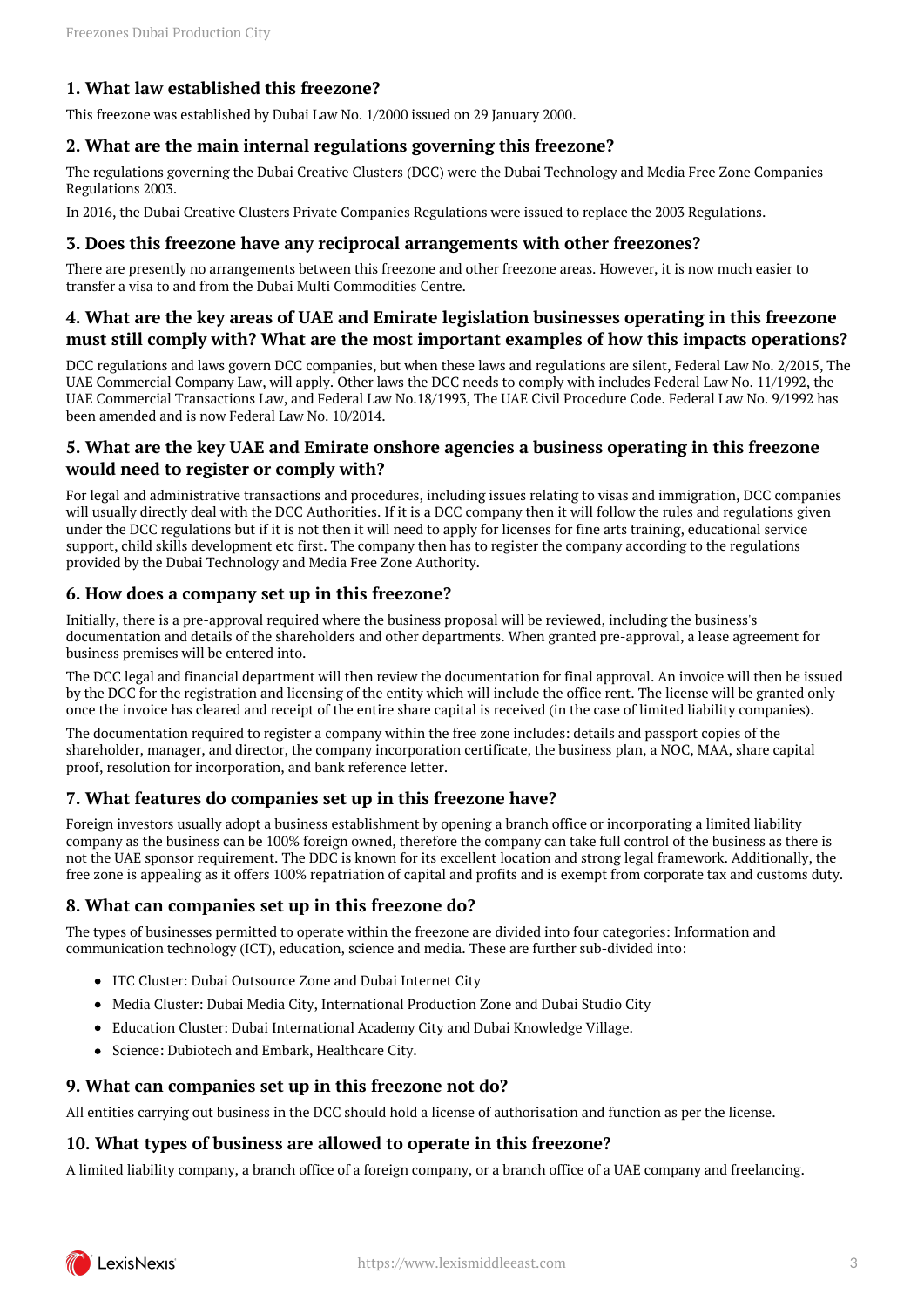## 1. What law established this freezone?

This freezone was established by Dubai Law No. 1/2000 issued on 29 January 2000.

## 2. What are the main internal regulations governing this freezone?

The regulations governing the Dubai Creative Clusters (DCC) were the Dubai Technology and Media Free Zone Companies Regulations 2003.

In 2016, the Dubai Creative Clusters Private Companies Regulations were issued to replace the 2003 Regulations.

## 3. Does this freezone have any reciprocal arrangements with other freezones?

There are presently no arrangements between this freezone and other freezone areas. However, it is now much easier to transfer a visa to and from the Dubai Multi Commodities Centre.

## 4. What are the key areas of UAE and Emirate legislation businesses operating in this freezone must still comply with? What are the most important examples of how this impacts operations?

DCC regulations and laws govern DCC companies, but when these laws and regulations are silent, Federal Law No. 2/2015, The UAE Commercial Company Law, will apply. Other laws the DCC needs to comply with includes Federal Law No. 11/1992, the UAE Commercial Transactions Law, and Federal Law No.18/1993, The UAE Civil Procedure Code. Federal Law No. 9/1992 has been amended and is now Federal Law No. 10/2014.

## 5. What are the key UAE and Emirate onshore agencies a business operating in this freezone would need to register or comply with?

For legal and administrative transactions and procedures, including issues relating to visas and immigration, DCC companies will usually directly deal with the DCC Authorities. If it is a DCC company then it will follow the rules and regulations given under the DCC regulations but if it is not then it will need to apply for licenses for fine arts training, educational service support, child skills development etc first. The company then has to register the company according to the regulations provided by the Dubai Technology and Media Free Zone Authority.

## 6. How does a company set up in this freezone?

Initially, there is a pre-approval required where the business proposal will be reviewed, including the business's documentation and details of the shareholders and other departments. When granted pre-approval, a lease agreement for business premises will be entered into.

The DCC legal and financial department will then review the documentation for final approval. An invoice will then be issued by the DCC for the registration and licensing of the entity which will include the office rent. The license will be granted only once the invoice has cleared and receipt of the entire share capital is received (in the case of limited liability companies).

The documentation required to register a company within the free zone includes: details and passport copies of the shareholder, manager, and director, the company incorporation certificate, the business plan, a NOC, MAA, share capital proof, resolution for incorporation, and bank reference letter.

## 7. What features do companies set up in this freezone have?

Foreign investors usually adopt a business establishment by opening a branch office or incorporating a limited liability company as the business can be 100% foreign owned, therefore the company can take full control of the business as there is not the UAE sponsor requirement. The DDC is known for its excellent location and strong legal framework. Additionally, the free zone is appealing as it offers 100% repatriation of capital and profits and is exempt from corporate tax and customs duty.

## 8. What can companies set up in this freezone do?

The types of businesses permitted to operate within the freezone are divided into four categories: Information and communication technology (ICT), education, science and media. These are further sub-divided into:

- ITC Cluster: Dubai Outsource Zone and Dubai Internet City
- Media Cluster: Dubai Media City, International Production Zone and Dubai Studio City
- Education Cluster: Dubai International Academy City and Dubai Knowledge Village.
- Science: Dubiotech and Embark, Healthcare City.

## 9. What can companies set up in this freezone not do?

All entities carrying out business in the DCC should hold a license of authorisation and function as per the license.

## 10. What types of business are allowed to operate in this freezone?

A limited liability company, a branch office of a foreign company, or a branch office of a UAE company and freelancing.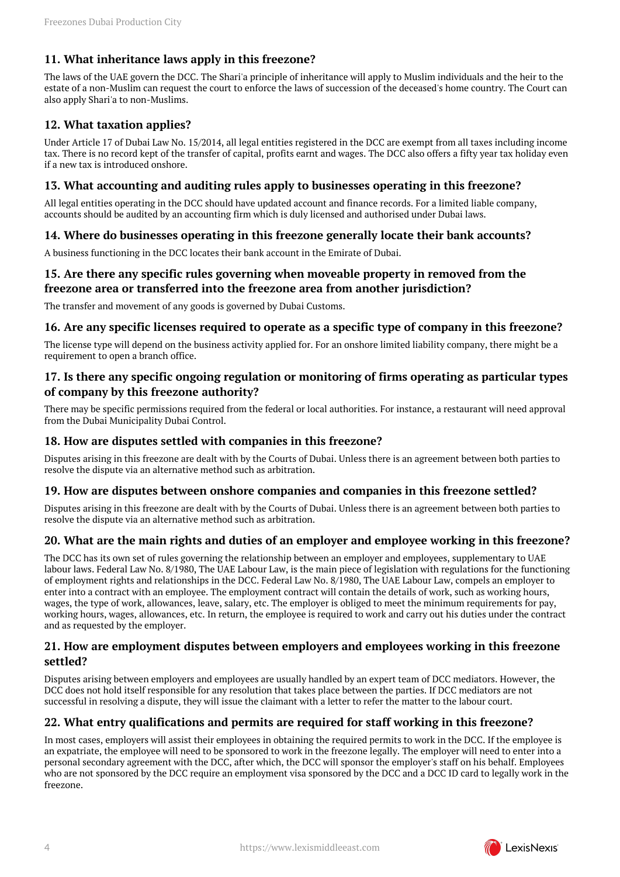### 11. What inheritance laws apply in this freezone?

The laws of the UAE govern the DCC. The Shari'a principle of inheritance will apply to Muslim individuals and the heir to the estate of a non-Muslim can request the court to enforce the laws of succession of the deceased's home country. The Court can also apply Shari'a to non-Muslims.

### 12. What taxation applies?

Under Article 17 of Dubai Law No. 15/2014, all legal entities registered in the DCC are exempt from all taxes including income tax. There is no record kept of the transfer of capital, profits earnt and wages. The DCC also offers a fifty year tax holiday even if a new tax is introduced onshore.

### 13. What accounting and auditing rules apply to businesses operating in this freezone?

All legal entities operating in the DCC should have updated account and finance records. For a limited liable company, accounts should be audited by an accounting firm which is duly licensed and authorised under Dubai laws.

### 14. Where do businesses operating in this freezone generally locate their bank accounts?

A business functioning in the DCC locates their bank account in the Emirate of Dubai.

### 15. Are there any specific rules governing when moveable property in removed from the freezone area or transferred into the freezone area from another jurisdiction?

The transfer and movement of any goods is governed by Dubai Customs.

### 16. Are any specific licenses required to operate as a specific type of company in this freezone?

The license type will depend on the business activity applied for. For an onshore limited liability company, there might be a requirement to open a branch office.

### 17. Is there any specific ongoing regulation or monitoring of firms operating as particular types of company by this freezone authority?

There may be specific permissions required from the federal or local authorities. For instance, a restaurant will need approval from the Dubai Municipality Dubai Control.

### 18. How are disputes settled with companies in this freezone?

Disputes arising in this freezone are dealt with by the Courts of Dubai. Unless there is an agreement between both parties to resolve the dispute via an alternative method such as arbitration.

### 19. How are disputes between onshore companies and companies in this freezone settled?

Disputes arising in this freezone are dealt with by the Courts of Dubai. Unless there is an agreement between both parties to resolve the dispute via an alternative method such as arbitration.

### 20. What are the main rights and duties of an employer and employee working in this freezone?

The DCC has its own set of rules governing the relationship between an employer and employees, supplementary to UAE labour laws. Federal Law No. 8/1980, The UAE Labour Law, is the main piece of legislation with regulations for the functioning of employment rights and relationships in the DCC. Federal Law No. 8/1980, The UAE Labour Law, compels an employer to enter into a contract with an employee. The employment contract will contain the details of work, such as working hours, wages, the type of work, allowances, leave, salary, etc. The employer is obliged to meet the minimum requirements for pay, working hours, wages, allowances, etc. In return, the employee is required to work and carry out his duties under the contract and as requested by the employer.

### 21. How are employment disputes between employers and employees working in this freezone settled?

Disputes arising between employers and employees are usually handled by an expert team of DCC mediators. However, the DCC does not hold itself responsible for any resolution that takes place between the parties. If DCC mediators are not successful in resolving a dispute, they will issue the claimant with a letter to refer the matter to the labour court.

### 22. What entry qualifications and permits are required for staff working in this freezone?

In most cases, employers will assist their employees in obtaining the required permits to work in the DCC. If the employee is an expatriate, the employee will need to be sponsored to work in the freezone legally. The employer will need to enter into a personal secondary agreement with the DCC, after which, the DCC will sponsor the employer's staff on his behalf. Employees who are not sponsored by the DCC require an employment visa sponsored by the DCC and a DCC ID card to legally work in the freezone.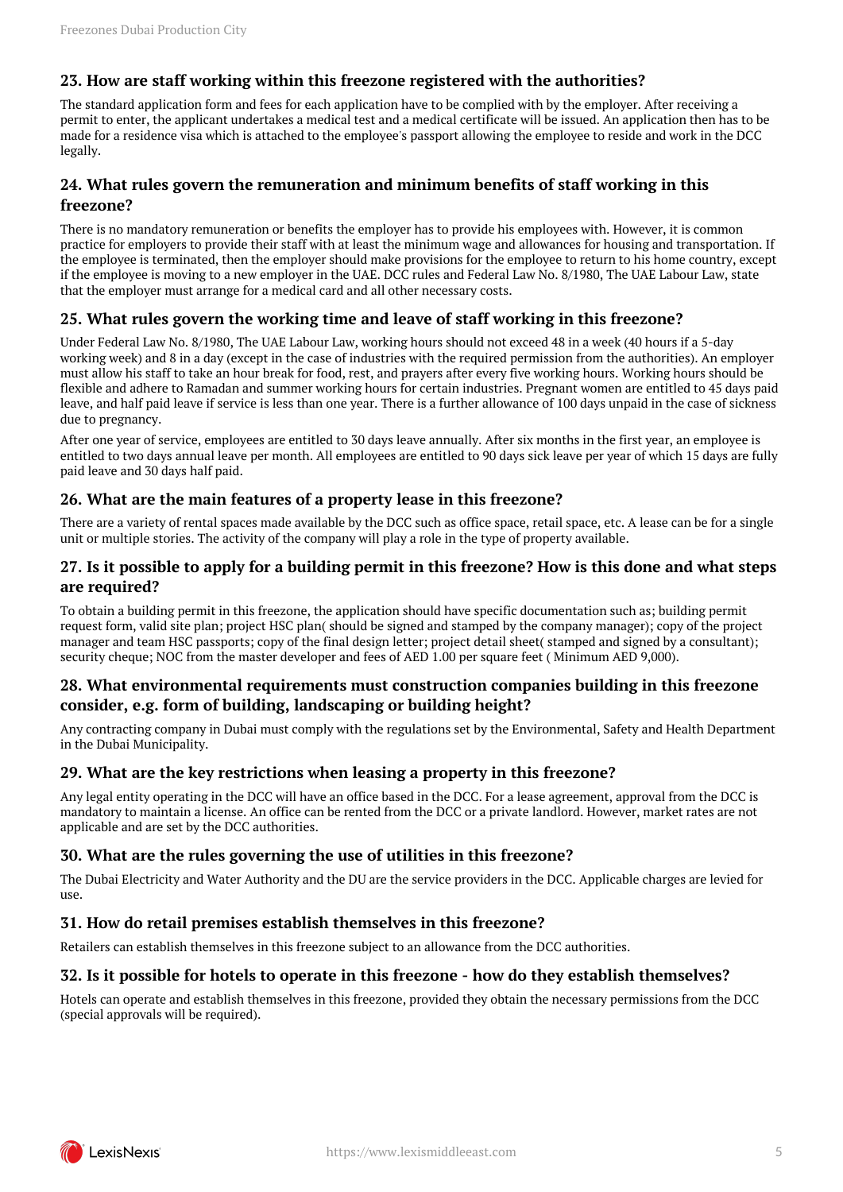### 23. How are staff working within this freezone registered with the authorities?

The standard application form and fees for each application have to be complied with by the employer. After receiving a permit to enter, the applicant undertakes a medical test and a medical certificate will be issued. An application then has to be made for a residence visa which is attached to the employee's passport allowing the employee to reside and work in the DCC legally.

### 24. What rules govern the remuneration and minimum benefits of staff working in this freezone?

There is no mandatory remuneration or benefits the employer has to provide his employees with. However, it is common practice for employers to provide their staff with at least the minimum wage and allowances for housing and transportation. If the employee is terminated, then the employer should make provisions for the employee to return to his home country, except if the employee is moving to a new employer in the UAE. DCC rules and Federal Law No. 8/1980, The UAE Labour Law, state that the employer must arrange for a medical card and all other necessary costs.

### 25. What rules govern the working time and leave of staff working in this freezone?

Under Federal Law No. 8/1980, The UAE Labour Law, working hours should not exceed 48 in a week (40 hours if a 5-day working week) and 8 in a day (except in the case of industries with the required permission from the authorities). An employer must allow his staff to take an hour break for food, rest, and prayers after every five working hours. Working hours should be flexible and adhere to Ramadan and summer working hours for certain industries. Pregnant women are entitled to 45 days paid leave, and half paid leave if service is less than one year. There is a further allowance of 100 days unpaid in the case of sickness due to pregnancy.

After one year of service, employees are entitled to 30 days leave annually. After six months in the first year, an employee is entitled to two days annual leave per month. All employees are entitled to 90 days sick leave per year of which 15 days are fully paid leave and 30 days half paid.

### 26. What are the main features of a property lease in this freezone?

There are a variety of rental spaces made available by the DCC such as office space, retail space, etc. A lease can be for a single unit or multiple stories. The activity of the company will play a role in the type of property available.

### 27. Is it possible to apply for a building permit in this freezone? How is this done and what steps are required?

To obtain a building permit in this freezone, the application should have specific documentation such as; building permit request form, valid site plan; project HSC plan( should be signed and stamped by the company manager); copy of the project manager and team HSC passports; copy of the final design letter; project detail sheet( stamped and signed by a consultant); security cheque; NOC from the master developer and fees of AED 1.00 per square feet ( Minimum AED 9,000).

### 28. What environmental requirements must construction companies building in this freezone consider, e.g. form of building, landscaping or building height?

Any contracting company in Dubai must comply with the regulations set by the Environmental, Safety and Health Department in the Dubai Municipality.

### 29. What are the key restrictions when leasing a property in this freezone?

Any legal entity operating in the DCC will have an office based in the DCC. For a lease agreement, approval from the DCC is mandatory to maintain a license. An office can be rented from the DCC or a private landlord. However, market rates are not applicable and are set by the DCC authorities.

### 30. What are the rules governing the use of utilities in this freezone?

The Dubai Electricity and Water Authority and the DU are the service providers in the DCC. Applicable charges are levied for use.

### 31. How do retail premises establish themselves in this freezone?

Retailers can establish themselves in this freezone subject to an allowance from the DCC authorities.

### 32. Is it possible for hotels to operate in this freezone - how do they establish themselves?

Hotels can operate and establish themselves in this freezone, provided they obtain the necessary permissions from the DCC (special approvals will be required).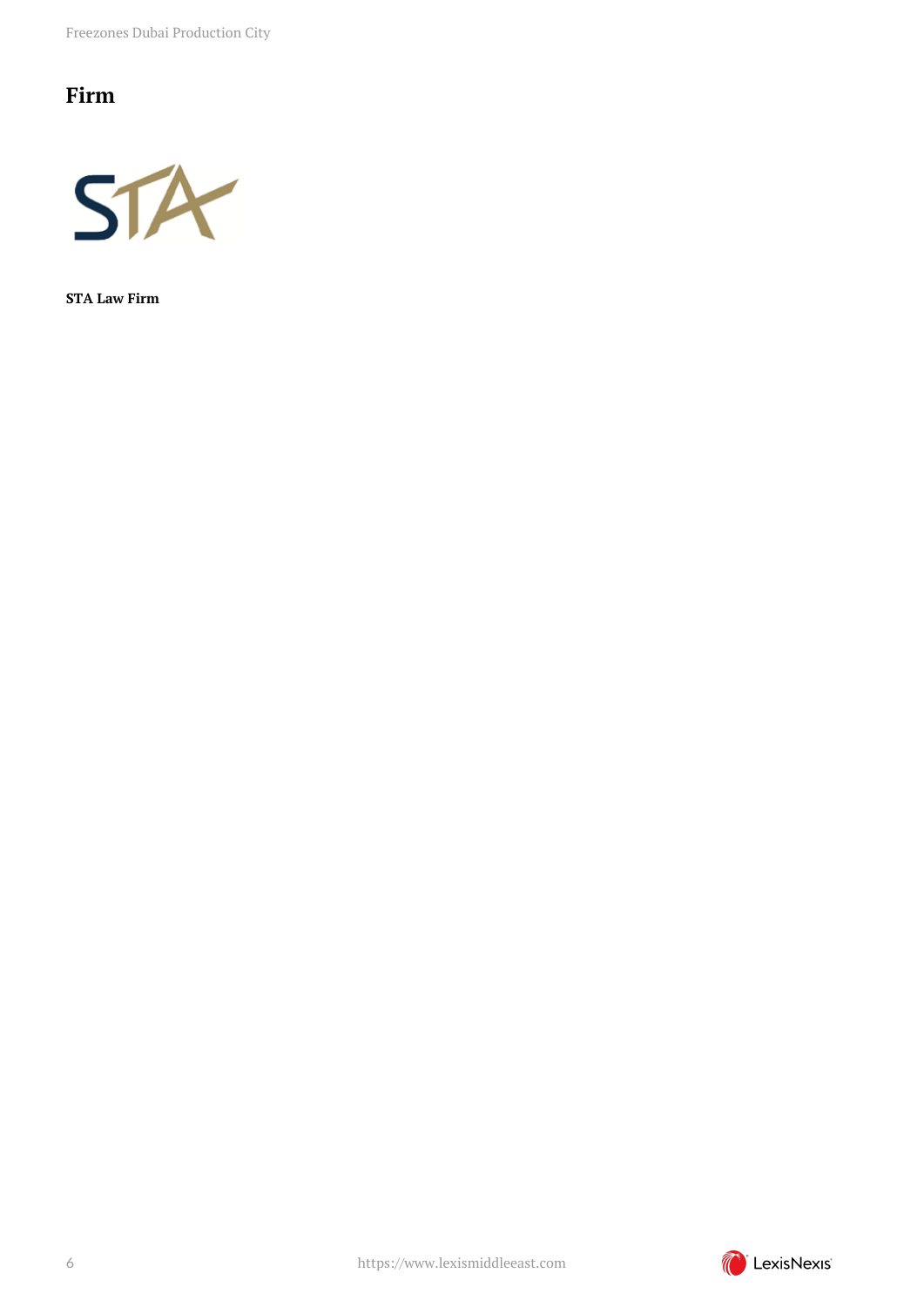## Firm

**STA Law Firm**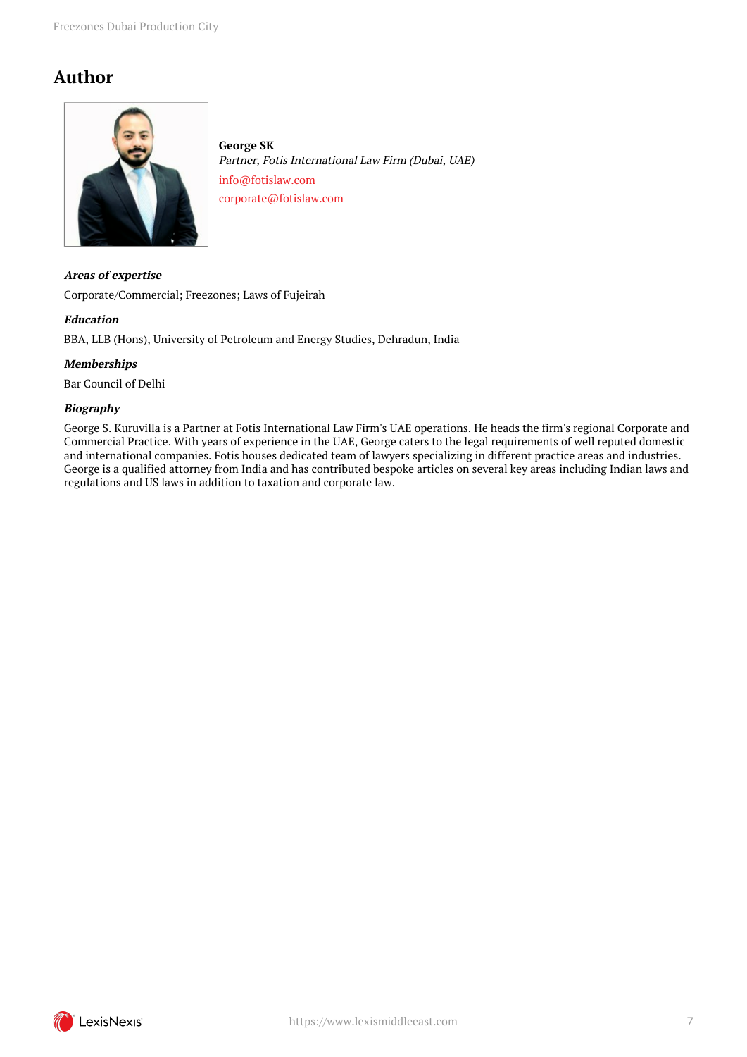# Author

**George SK**
*Partner, Fotis International Law Firm (Dubai, UAE)*
info@fotislaw.com
corporate@fotislaw.com

***Areas of expertise***

Corporate/Commercial; Freezones; Laws of Fujeirah

***Education***

BBA, LLB (Hons), University of Petroleum and Energy Studies, Dehradun, India

***Memberships***

Bar Council of Delhi

***Biography***

George S. Kuruvilla is a Partner at Fotis International Law Firm's UAE operations. He heads the firm's regional Corporate and Commercial Practice. With years of experience in the UAE, George caters to the legal requirements of well reputed domestic and international companies. Fotis houses dedicated team of lawyers specializing in different practice areas and industries. George is a qualified attorney from India and has contributed bespoke articles on several key areas including Indian laws and regulations and US laws in addition to taxation and corporate law.